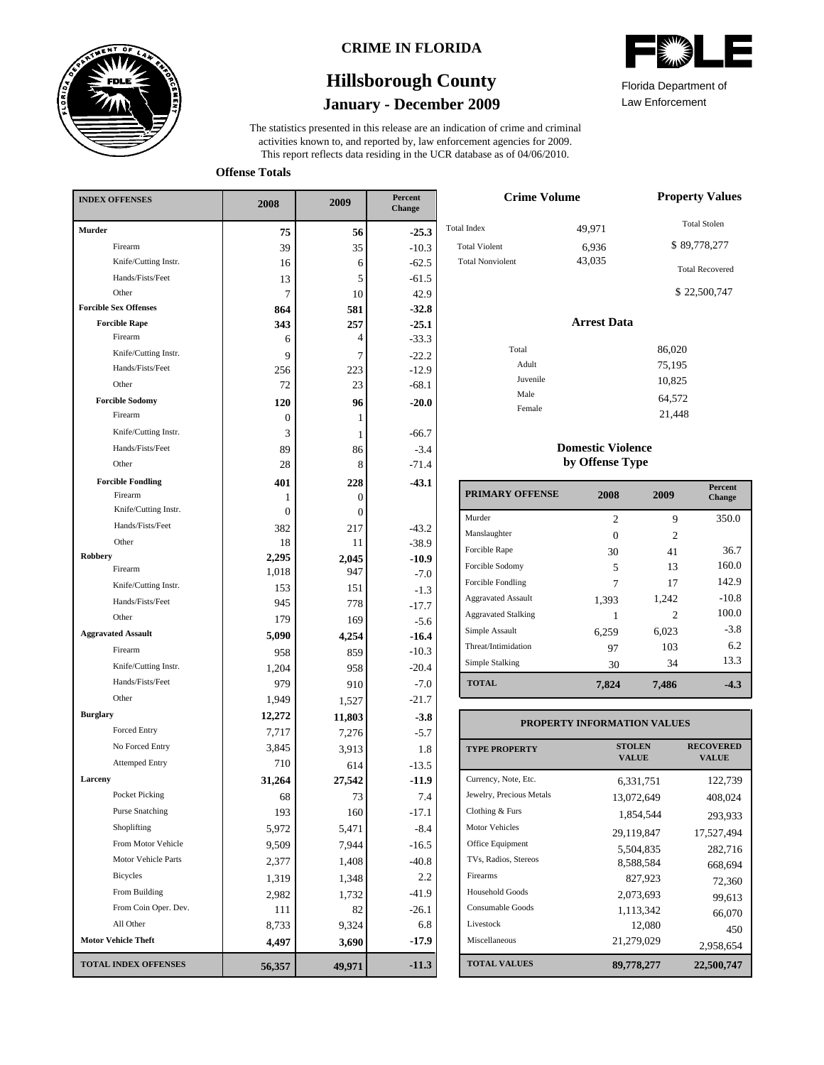# CRIME IN FLORIDA

## Hillsborough County

### January - December 2009

Florida Department of Law Enforcement

The statistics presented in this release are an indication of crime and criminal activities known to, and reported by, law enforcement agencies for 2009. This report reflects data residing in the UCR database as of 04/06/2010.

**Offense Totals**

| INDEX OFFENSES | 2008 | 2009 | Percent Change |
|---|---|---|---|
| **Murder** | **75** | **56** | **-25.3** |
| Firearm | 39 | 35 | -10.3 |
| Knife/Cutting Instr. | 16 | 6 | -62.5 |
| Hands/Fists/Feet | 13 | 5 | -61.5 |
| Other | 7 | 10 | 42.9 |
| **Forcible Sex Offenses** | **864** | **581** | **-32.8** |
| **Forcible Rape** | **343** | **257** | **-25.1** |
| Firearm | 6 | 4 | -33.3 |
| Knife/Cutting Instr. | 9 | 7 | -22.2 |
| Hands/Fists/Feet | 256 | 223 | -12.9 |
| Other | 72 | 23 | -68.1 |
| **Forcible Sodomy** | **120** | **96** | **-20.0** |
| Firearm | 0 | 1 | |
| Knife/Cutting Instr. | 3 | 1 | -66.7 |
| Hands/Fists/Feet | 89 | 86 | -3.4 |
| Other | 28 | 8 | -71.4 |
| **Forcible Fondling** | **401** | **228** | **-43.1** |
| Firearm | 1 | 0 | |
| Knife/Cutting Instr. | 0 | 0 | |
| Hands/Fists/Feet | 382 | 217 | -43.2 |
| Other | 18 | 11 | -38.9 |
| **Robbery** | **2,295** | **2,045** | **-10.9** |
| Firearm | 1,018 | 947 | -7.0 |
| Knife/Cutting Instr. | 153 | 151 | -1.3 |
| Hands/Fists/Feet | 945 | 778 | -17.7 |
| Other | 179 | 169 | -5.6 |
| **Aggravated Assault** | **5,090** | **4,254** | **-16.4** |
| Firearm | 958 | 859 | -10.3 |
| Knife/Cutting Instr. | 1,204 | 958 | -20.4 |
| Hands/Fists/Feet | 979 | 910 | -7.0 |
| Other | 1,949 | 1,527 | -21.7 |
| **Burglary** | **12,272** | **11,803** | **-3.8** |
| Forced Entry | 7,717 | 7,276 | -5.7 |
| No Forced Entry | 3,845 | 3,913 | 1.8 |
| Attemped Entry | 710 | 614 | -13.5 |
| **Larceny** | **31,264** | **27,542** | **-11.9** |
| Pocket Picking | 68 | 73 | 7.4 |
| Purse Snatching | 193 | 160 | -17.1 |
| Shoplifting | 5,972 | 5,471 | -8.4 |
| From Motor Vehicle | 9,509 | 7,944 | -16.5 |
| Motor Vehicle Parts | 2,377 | 1,408 | -40.8 |
| Bicycles | 1,319 | 1,348 | 2.2 |
| From Building | 2,982 | 1,732 | -41.9 |
| From Coin Oper. Dev. | 111 | 82 | -26.1 |
| All Other | 8,733 | 9,324 | 6.8 |
| **Motor Vehicle Theft** | **4,497** | **3,690** | **-17.9** |
| **TOTAL INDEX OFFENSES** | **56,357** | **49,971** | **-11.3** |

**Crime Volume**

| | |
|---|---|
| Total Index | 49,971 |
| Total Violent | 6,936 |
| Total Nonviolent | 43,035 |

**Property Values**

Total Stolen: $ 89,778,277

Total Recovered: $ 22,500,747

**Arrest Data**

| | |
|---|---|
| Total | 86,020 |
| Adult | 75,195 |
| Juvenile | 10,825 |
| Male | 64,572 |
| Female | 21,448 |

**Domestic Violence by Offense Type**

| PRIMARY OFFENSE | 2008 | 2009 | Percent Change |
|---|---|---|---|
| Murder | 2 | 9 | 350.0 |
| Manslaughter | 0 | 2 | |
| Forcible Rape | 30 | 41 | 36.7 |
| Forcible Sodomy | 5 | 13 | 160.0 |
| Forcible Fondling | 7 | 17 | 142.9 |
| Aggravated Assault | 1,393 | 1,242 | -10.8 |
| Aggravated Stalking | 1 | 2 | 100.0 |
| Simple Assault | 6,259 | 6,023 | -3.8 |
| Threat/Intimidation | 97 | 103 | 6.2 |
| Simple Stalking | 30 | 34 | 13.3 |
| **TOTAL** | **7,824** | **7,486** | **-4.3** |

**PROPERTY INFORMATION VALUES**

| TYPE PROPERTY | STOLEN VALUE | RECOVERED VALUE |
|---|---|---|
| Currency, Note, Etc. | 6,331,751 | 122,739 |
| Jewelry, Precious Metals | 13,072,649 | 408,024 |
| Clothing & Furs | 1,854,544 | 293,933 |
| Motor Vehicles | 29,119,847 | 17,527,494 |
| Office Equipment | 5,504,835 | 282,716 |
| TVs, Radios, Stereos | 8,588,584 | 668,694 |
| Firearms | 827,923 | 72,360 |
| Household Goods | 2,073,693 | 99,613 |
| Consumable Goods | 1,113,342 | 66,070 |
| Livestock | 12,080 | 450 |
| Miscellaneous | 21,279,029 | 2,958,654 |
| **TOTAL VALUES** | **89,778,277** | **22,500,747** |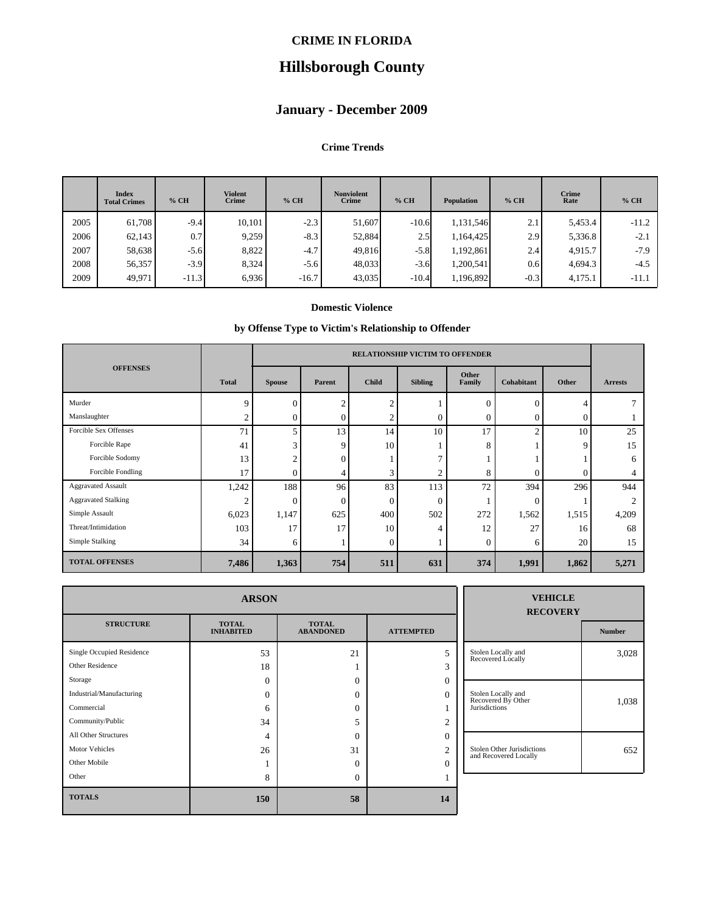**CRIME IN FLORIDA**

# Hillsborough County

## January - December 2009

### Crime Trends

| | Index Total Crimes | % CH | Violent Crime | % CH | Nonviolent Crime | % CH | Population | % CH | Crime Rate | % CH |
|---|---|---|---|---|---|---|---|---|---|---|
| 2005 | 61,708 | -9.4 | 10,101 | -2.3 | 51,607 | -10.6 | 1,131,546 | 2.1 | 5,453.4 | -11.2 |
| 2006 | 62,143 | 0.7 | 9,259 | -8.3 | 52,884 | 2.5 | 1,164,425 | 2.9 | 5,336.8 | -2.1 |
| 2007 | 58,638 | -5.6 | 8,822 | -4.7 | 49,816 | -5.8 | 1,192,861 | 2.4 | 4,915.7 | -7.9 |
| 2008 | 56,357 | -3.9 | 8,324 | -5.6 | 48,033 | -3.6 | 1,200,541 | 0.6 | 4,694.3 | -4.5 |
| 2009 | 49,971 | -11.3 | 6,936 | -16.7 | 43,035 | -10.4 | 1,196,892 | -0.3 | 4,175.1 | -11.1 |

### Domestic Violence

### by Offense Type to Victim's Relationship to Offender

| OFFENSES | | RELATIONSHIP VICTIM TO OFFENDER | | | | | | | |
|---|---|---|---|---|---|---|---|---|---|
| | Total | Spouse | Parent | Child | Sibling | Other Family | Cohabitant | Other | Arrests |
| Murder | 9 | 0 | 2 | 2 | 1 | 0 | 0 | 4 | 7 |
| Manslaughter | 2 | 0 | 0 | 2 | 0 | 0 | 0 | 0 | 1 |
| Forcible Sex Offenses | 71 | 5 | 13 | 14 | 10 | 17 | 2 | 10 | 25 |
| Forcible Rape | 41 | 3 | 9 | 10 | 1 | 8 | 1 | 9 | 15 |
| Forcible Sodomy | 13 | 2 | 0 | 1 | 7 | 1 | 1 | 1 | 6 |
| Forcible Fondling | 17 | 0 | 4 | 3 | 2 | 8 | 0 | 0 | 4 |
| Aggravated Assault | 1,242 | 188 | 96 | 83 | 113 | 72 | 394 | 296 | 944 |
| Aggravated Stalking | 2 | 0 | 0 | 0 | 0 | 1 | 0 | 1 | 2 |
| Simple Assault | 6,023 | 1,147 | 625 | 400 | 502 | 272 | 1,562 | 1,515 | 4,209 |
| Threat/Intimidation | 103 | 17 | 17 | 10 | 4 | 12 | 27 | 16 | 68 |
| Simple Stalking | 34 | 6 | 1 | 0 | 1 | 0 | 6 | 20 | 15 |
| **TOTAL OFFENSES** | **7,486** | **1,363** | **754** | **511** | **631** | **374** | **1,991** | **1,862** | **5,271** |

### ARSON

| STRUCTURE | TOTAL INHABITED | TOTAL ABANDONED | ATTEMPTED |
|---|---|---|---|
| Single Occupied Residence | 53 | 21 | 5 |
| Other Residence | 18 | 1 | 3 |
| Storage | 0 | 0 | 0 |
| Industrial/Manufacturing | 0 | 0 | 0 |
| Commercial | 6 | 0 | 1 |
| Community/Public | 34 | 5 | 2 |
| All Other Structures | 4 | 0 | 0 |
| Motor Vehicles | 26 | 31 | 2 |
| Other Mobile | 1 | 0 | 0 |
| Other | 8 | 0 | 1 |
| **TOTALS** | **150** | **58** | **14** |

### VEHICLE RECOVERY

| | Number |
|---|---|
| Stolen Locally and Recovered Locally | 3,028 |
| Stolen Locally and Recovered By Other Jurisdictions | 1,038 |
| Stolen Other Jurisdictions and Recovered Locally | 652 |